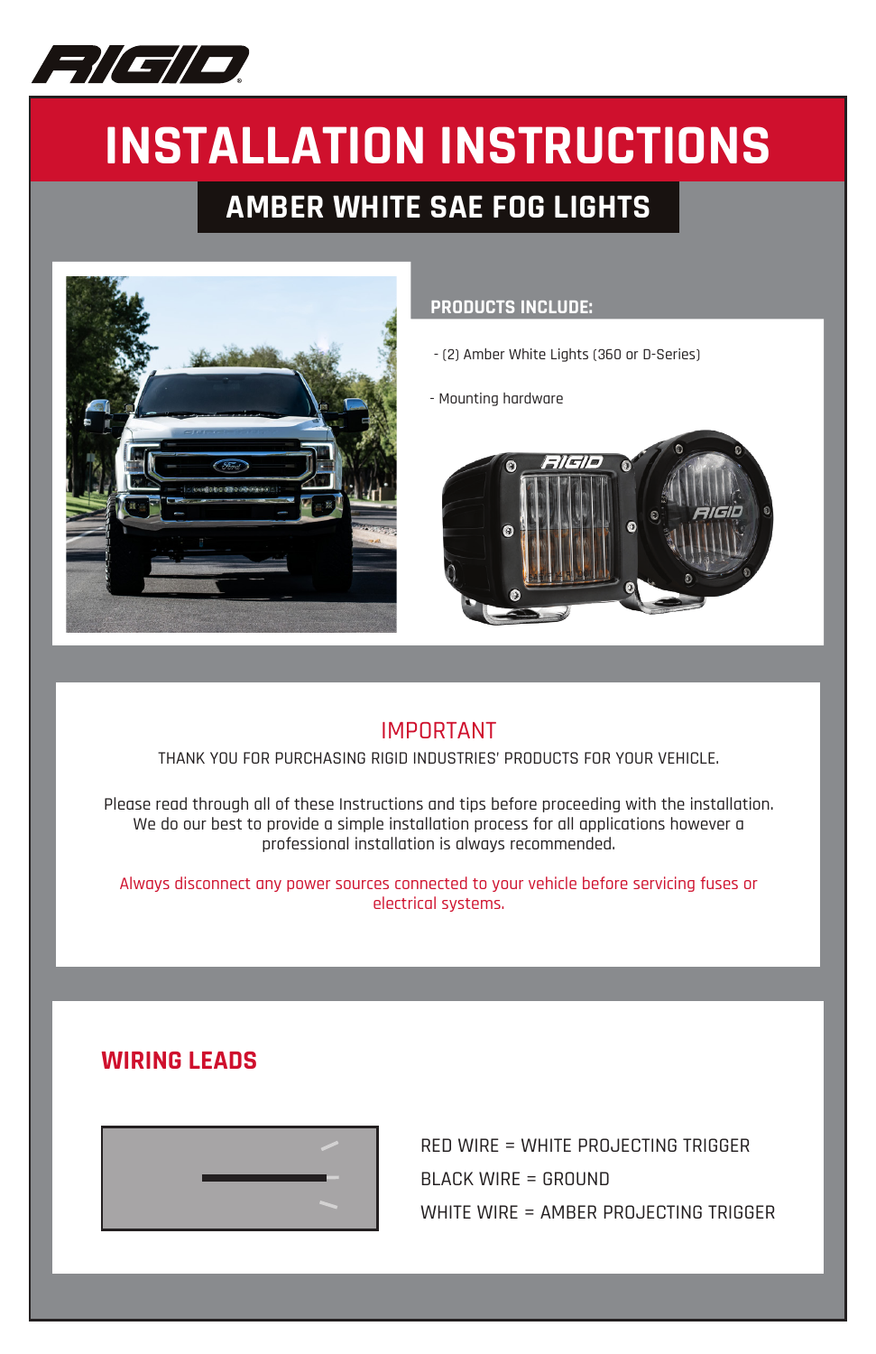RIGID

# INSTALLATION INSTRUCTIONS

## AMBER WHITE SAE FOG LIGHTS

**PRODUCTS INCLUDE:**

- (2) Amber White Lights (360 or D-Series)
- Mounting hardware

### IMPORTANT

THANK YOU FOR PURCHASING RIGID INDUSTRIES' PRODUCTS FOR YOUR VEHICLE.

Please read through all of these Instructions and tips before proceeding with the installation. We do our best to provide a simple installation process for all applications however a professional installation is always recommended.

Always disconnect any power sources connected to your vehicle before servicing fuses or electrical systems.

## WIRING LEADS

RED WIRE = WHITE PROJECTING TRIGGER

BLACK WIRE = GROUND

WHITE WIRE = AMBER PROJECTING TRIGGER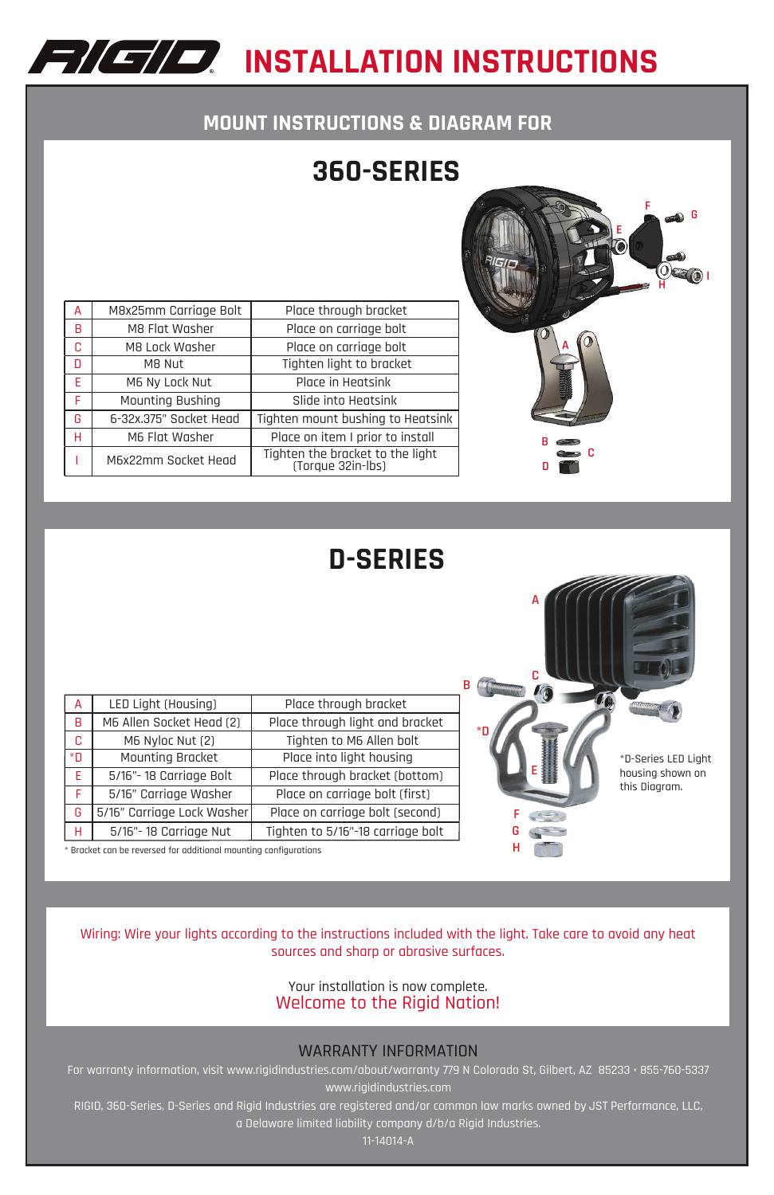# INSTALLATION INSTRUCTIONS

## MOUNT INSTRUCTIONS & DIAGRAM FOR

## 360-SERIES

| | | |
|---|---|---|
| A | M8x25mm Carriage Bolt | Place through bracket |
| B | M8 Flat Washer | Place on carriage bolt |
| C | M8 Lock Washer | Place on carriage bolt |
| D | M8 Nut | Tighten light to bracket |
| E | M6 Ny Lock Nut | Place in Heatsink |
| F | Mounting Bushing | Slide into Heatsink |
| G | 6-32x.375" Socket Head | Tighten mount bushing to Heatsink |
| H | M6 Flat Washer | Place on item I prior to install |
| I | M6x22mm Socket Head | Tighten the bracket to the light (Torque 32in-lbs) |

## D-SERIES

| | | |
|---|---|---|
| A | LED Light (Housing) | Place through bracket |
| B | M6 Allen Socket Head (2) | Place through light and bracket |
| C | M6 Nyloc Nut (2) | Tighten to M6 Allen bolt |
| *D | Mounting Bracket | Place into light housing |
| E | 5/16"- 18 Carriage Bolt | Place through bracket (bottom) |
| F | 5/16" Carriage Washer | Place on carriage bolt (first) |
| G | 5/16" Carriage Lock Washer | Place on carriage bolt (second) |
| H | 5/16"- 18 Carriage Nut | Tighten to 5/16"-18 carriage bolt |

* Bracket can be reversed for additional mounting configurations

*D-Series LED Light housing shown on this Diagram.

Wiring: Wire your lights according to the instructions included with the light. Take care to avoid any heat sources and sharp or abrasive surfaces.

Your installation is now complete.
Welcome to the Rigid Nation!

### WARRANTY INFORMATION

For warranty information, visit www.rigidindustries.com/about/warranty 779 N Colorado St, Gilbert, AZ 85233 • 855-760-5337
www.rigidindustries.com

RIGID, 360-Series, D-Series and Rigid Industries are registered and/or common law marks owned by JST Performance, LLC, a Delaware limited liability company d/b/a Rigid Industries.

11-14014-A